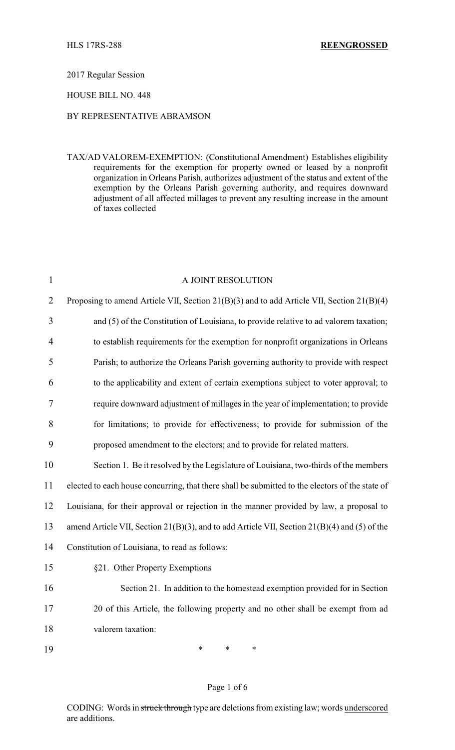HLS 17RS-288 **REENGROSSED**

2017 Regular Session

HOUSE BILL NO. 448

BY REPRESENTATIVE ABRAMSON

TAX/AD VALOREM-EXEMPTION: (Constitutional Amendment) Establishes eligibility requirements for the exemption for property owned or leased by a nonprofit organization in Orleans Parish, authorizes adjustment of the status and extent of the exemption by the Orleans Parish governing authority, and requires downward adjustment of all affected millages to prevent any resulting increase in the amount of taxes collected

A JOINT RESOLUTION

Proposing to amend Article VII, Section 21(B)(3) and to add Article VII, Section 21(B)(4) and (5) of the Constitution of Louisiana, to provide relative to ad valorem taxation; to establish requirements for the exemption for nonprofit organizations in Orleans Parish; to authorize the Orleans Parish governing authority to provide with respect to the applicability and extent of certain exemptions subject to voter approval; to require downward adjustment of millages in the year of implementation; to provide for limitations; to provide for effectiveness; to provide for submission of the proposed amendment to the electors; and to provide for related matters.

Section 1. Be it resolved by the Legislature of Louisiana, two-thirds of the members elected to each house concurring, that there shall be submitted to the electors of the state of Louisiana, for their approval or rejection in the manner provided by law, a proposal to amend Article VII, Section 21(B)(3), and to add Article VII, Section 21(B)(4) and (5) of the Constitution of Louisiana, to read as follows:

§21. Other Property Exemptions

Section 21. In addition to the homestead exemption provided for in Section 20 of this Article, the following property and no other shall be exempt from ad valorem taxation:

\* \* \*

CODING: Words in ~~struck through~~ type are deletions from existing law; words underscored are additions.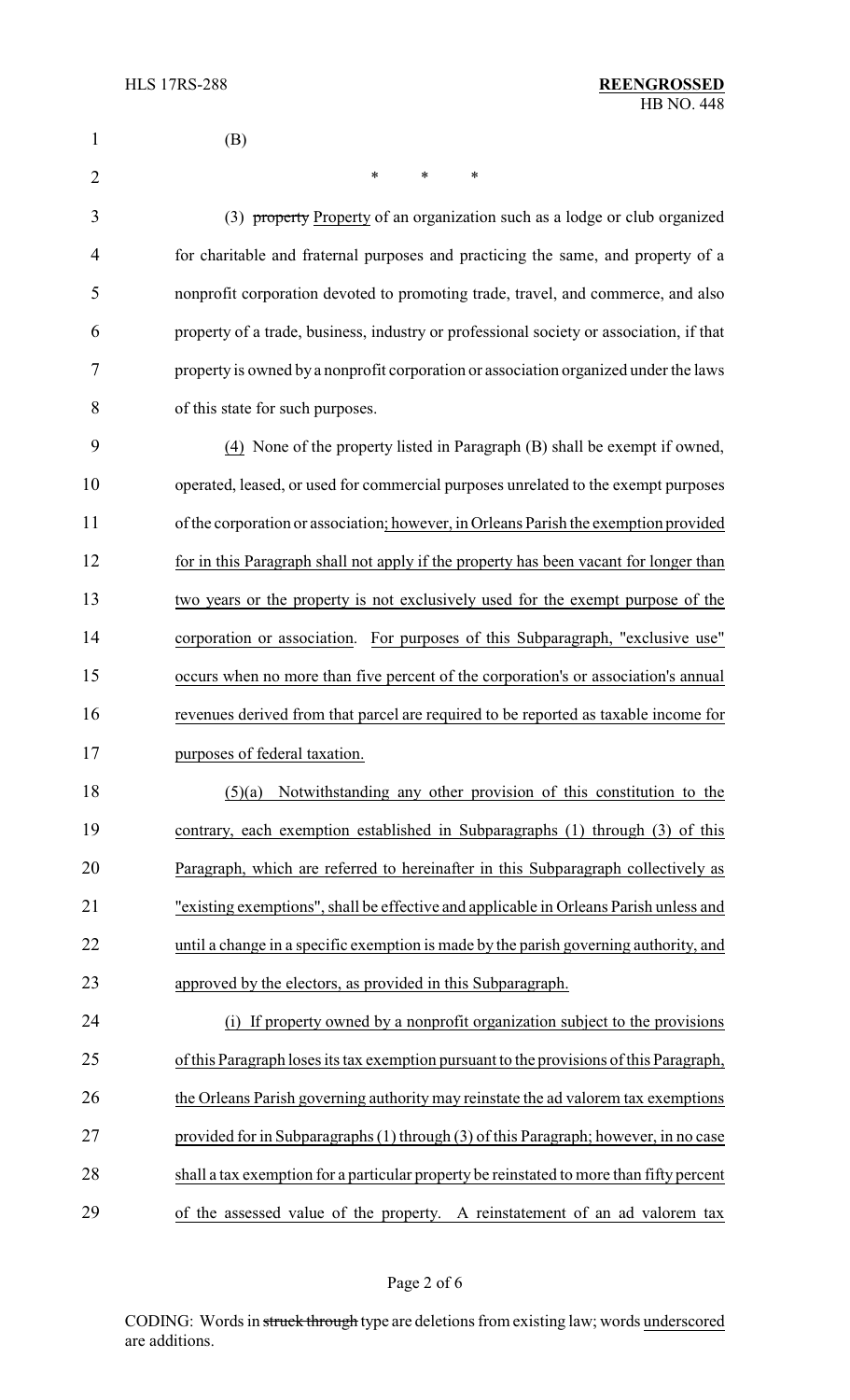(B)

\* \* \*

(3) ~~property~~ Property of an organization such as a lodge or club organized for charitable and fraternal purposes and practicing the same, and property of a nonprofit corporation devoted to promoting trade, travel, and commerce, and also property of a trade, business, industry or professional society or association, if that property is owned by a nonprofit corporation or association organized under the laws of this state for such purposes.

(4) None of the property listed in Paragraph (B) shall be exempt if owned, operated, leased, or used for commercial purposes unrelated to the exempt purposes of the corporation or association; however, in Orleans Parish the exemption provided for in this Paragraph shall not apply if the property has been vacant for longer than two years or the property is not exclusively used for the exempt purpose of the corporation or association. For purposes of this Subparagraph, "exclusive use" occurs when no more than five percent of the corporation's or association's annual revenues derived from that parcel are required to be reported as taxable income for purposes of federal taxation.

(5)(a) Notwithstanding any other provision of this constitution to the contrary, each exemption established in Subparagraphs (1) through (3) of this Paragraph, which are referred to hereinafter in this Subparagraph collectively as "existing exemptions", shall be effective and applicable in Orleans Parish unless and until a change in a specific exemption is made by the parish governing authority, and approved by the electors, as provided in this Subparagraph.

(i) If property owned by a nonprofit organization subject to the provisions of this Paragraph loses its tax exemption pursuant to the provisions of this Paragraph, the Orleans Parish governing authority may reinstate the ad valorem tax exemptions provided for in Subparagraphs (1) through (3) of this Paragraph; however, in no case shall a tax exemption for a particular property be reinstated to more than fifty percent of the assessed value of the property. A reinstatement of an ad valorem tax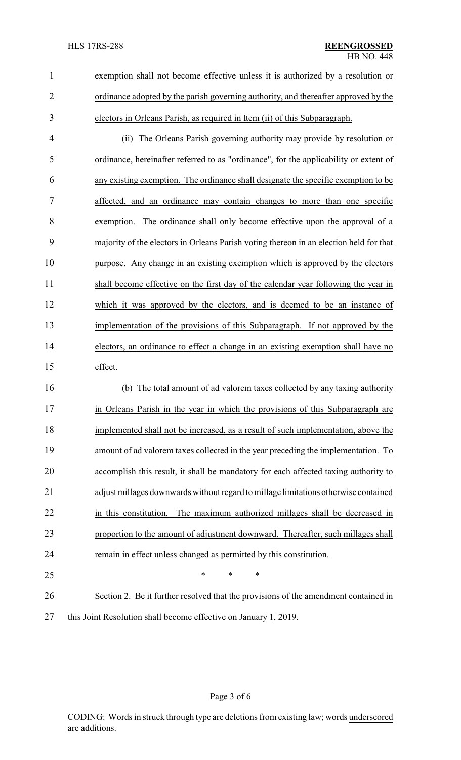exemption shall not become effective unless it is authorized by a resolution or ordinance adopted by the parish governing authority, and thereafter approved by the electors in Orleans Parish, as required in Item (ii) of this Subparagraph.

(ii) The Orleans Parish governing authority may provide by resolution or ordinance, hereinafter referred to as "ordinance", for the applicability or extent of any existing exemption. The ordinance shall designate the specific exemption to be affected, and an ordinance may contain changes to more than one specific exemption. The ordinance shall only become effective upon the approval of a majority of the electors in Orleans Parish voting thereon in an election held for that purpose. Any change in an existing exemption which is approved by the electors shall become effective on the first day of the calendar year following the year in which it was approved by the electors, and is deemed to be an instance of implementation of the provisions of this Subparagraph. If not approved by the electors, an ordinance to effect a change in an existing exemption shall have no effect.

(b) The total amount of ad valorem taxes collected by any taxing authority in Orleans Parish in the year in which the provisions of this Subparagraph are implemented shall not be increased, as a result of such implementation, above the amount of ad valorem taxes collected in the year preceding the implementation. To accomplish this result, it shall be mandatory for each affected taxing authority to adjust millages downwards without regard to millage limitations otherwise contained in this constitution. The maximum authorized millages shall be decreased in proportion to the amount of adjustment downward. Thereafter, such millages shall remain in effect unless changed as permitted by this constitution.

\* \* \*

Section 2. Be it further resolved that the provisions of the amendment contained in this Joint Resolution shall become effective on January 1, 2019.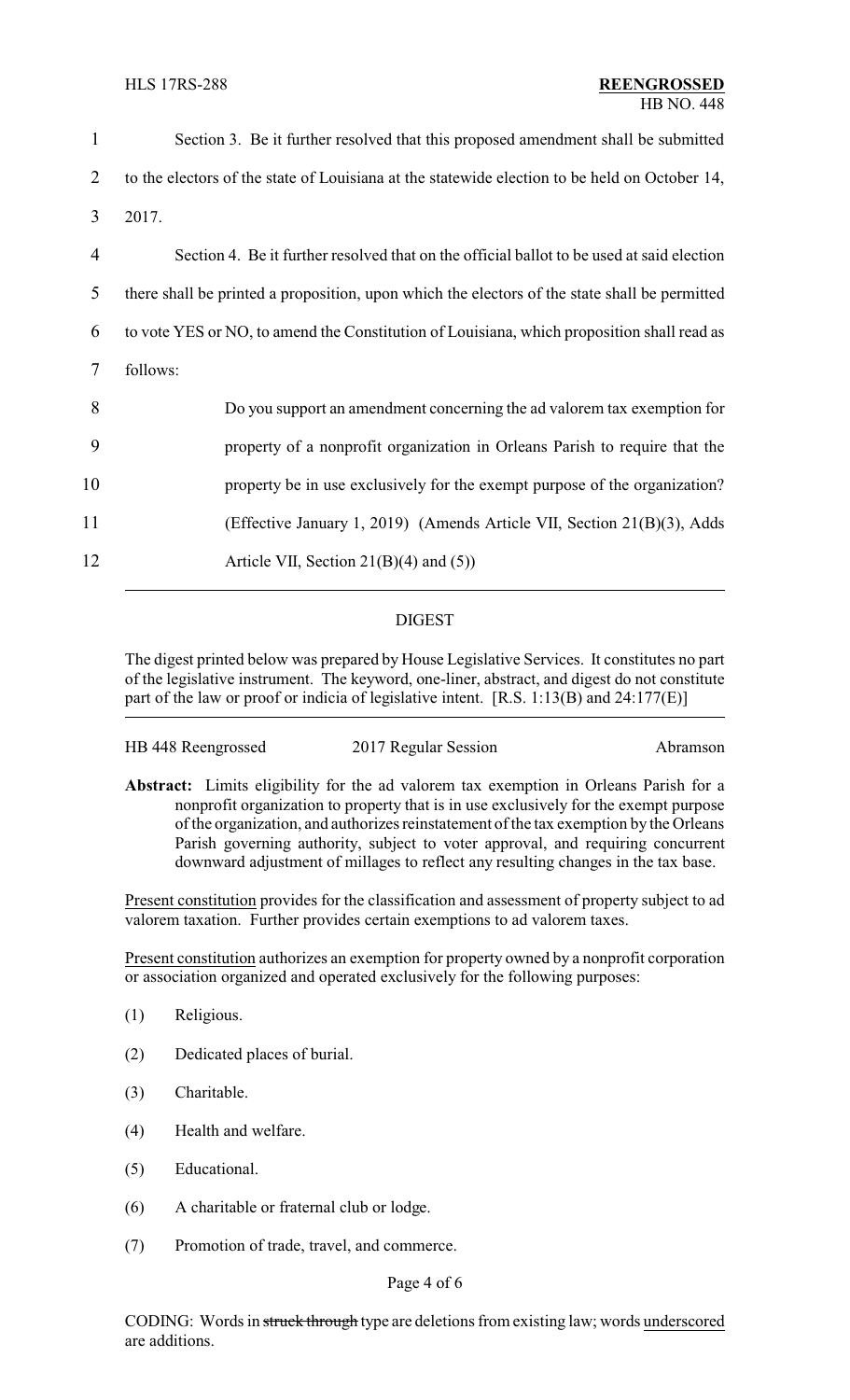Section 3. Be it further resolved that this proposed amendment shall be submitted to the electors of the state of Louisiana at the statewide election to be held on October 14, 2017.

Section 4. Be it further resolved that on the official ballot to be used at said election there shall be printed a proposition, upon which the electors of the state shall be permitted to vote YES or NO, to amend the Constitution of Louisiana, which proposition shall read as follows:

> Do you support an amendment concerning the ad valorem tax exemption for property of a nonprofit organization in Orleans Parish to require that the property be in use exclusively for the exempt purpose of the organization? (Effective January 1, 2019) (Amends Article VII, Section 21(B)(3), Adds Article VII, Section 21(B)(4) and (5))

---

## DIGEST

The digest printed below was prepared by House Legislative Services. It constitutes no part of the legislative instrument. The keyword, one-liner, abstract, and digest do not constitute part of the law or proof or indicia of legislative intent. [R.S. 1:13(B) and 24:177(E)]

---

HB 448 Reengrossed 2017 Regular Session Abramson

**Abstract:** Limits eligibility for the ad valorem tax exemption in Orleans Parish for a nonprofit organization to property that is in use exclusively for the exempt purpose of the organization, and authorizes reinstatement of the tax exemption by the Orleans Parish governing authority, subject to voter approval, and requiring concurrent downward adjustment of millages to reflect any resulting changes in the tax base.

Present constitution provides for the classification and assessment of property subject to ad valorem taxation. Further provides certain exemptions to ad valorem taxes.

Present constitution authorizes an exemption for property owned by a nonprofit corporation or association organized and operated exclusively for the following purposes:

(1) Religious.

(2) Dedicated places of burial.

(3) Charitable.

(4) Health and welfare.

(5) Educational.

(6) A charitable or fraternal club or lodge.

(7) Promotion of trade, travel, and commerce.

CODING: Words in ~~struck through~~ type are deletions from existing law; words underscored are additions.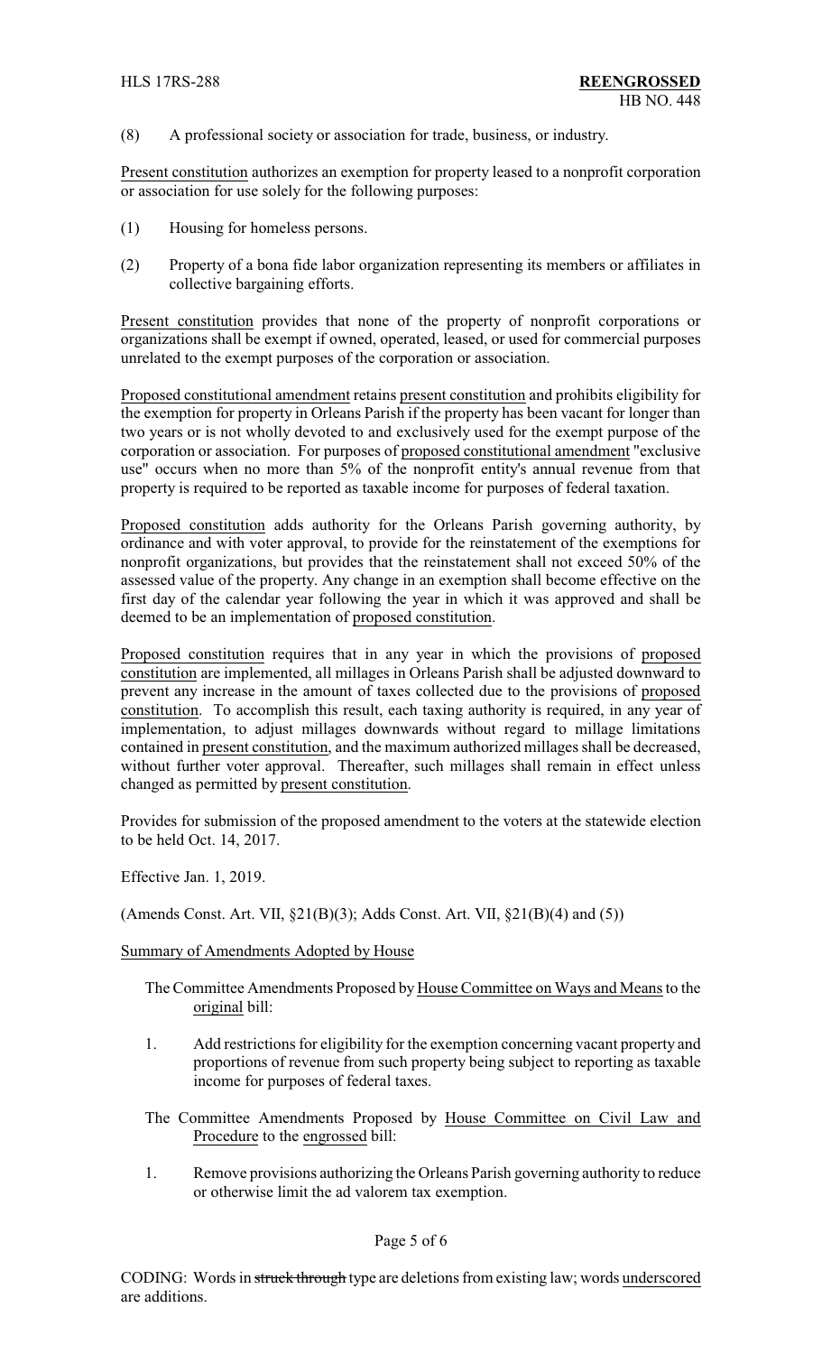(8) A professional society or association for trade, business, or industry.

Present constitution authorizes an exemption for property leased to a nonprofit corporation or association for use solely for the following purposes:

(1) Housing for homeless persons.

(2) Property of a bona fide labor organization representing its members or affiliates in collective bargaining efforts.

Present constitution provides that none of the property of nonprofit corporations or organizations shall be exempt if owned, operated, leased, or used for commercial purposes unrelated to the exempt purposes of the corporation or association.

Proposed constitutional amendment retains present constitution and prohibits eligibility for the exemption for property in Orleans Parish if the property has been vacant for longer than two years or is not wholly devoted to and exclusively used for the exempt purpose of the corporation or association. For purposes of proposed constitutional amendment "exclusive use" occurs when no more than 5% of the nonprofit entity's annual revenue from that property is required to be reported as taxable income for purposes of federal taxation.

Proposed constitution adds authority for the Orleans Parish governing authority, by ordinance and with voter approval, to provide for the reinstatement of the exemptions for nonprofit organizations, but provides that the reinstatement shall not exceed 50% of the assessed value of the property. Any change in an exemption shall become effective on the first day of the calendar year following the year in which it was approved and shall be deemed to be an implementation of proposed constitution.

Proposed constitution requires that in any year in which the provisions of proposed constitution are implemented, all millages in Orleans Parish shall be adjusted downward to prevent any increase in the amount of taxes collected due to the provisions of proposed constitution. To accomplish this result, each taxing authority is required, in any year of implementation, to adjust millages downwards without regard to millage limitations contained in present constitution, and the maximum authorized millages shall be decreased, without further voter approval. Thereafter, such millages shall remain in effect unless changed as permitted by present constitution.

Provides for submission of the proposed amendment to the voters at the statewide election to be held Oct. 14, 2017.

Effective Jan. 1, 2019.

(Amends Const. Art. VII, §21(B)(3); Adds Const. Art. VII, §21(B)(4) and (5))

Summary of Amendments Adopted by House

The Committee Amendments Proposed by House Committee on Ways and Means to the original bill:

1. Add restrictions for eligibility for the exemption concerning vacant property and proportions of revenue from such property being subject to reporting as taxable income for purposes of federal taxes.

The Committee Amendments Proposed by House Committee on Civil Law and Procedure to the engrossed bill:

1. Remove provisions authorizing the Orleans Parish governing authority to reduce or otherwise limit the ad valorem tax exemption.

CODING: Words in ~~struck through~~ type are deletions from existing law; words underscored are additions.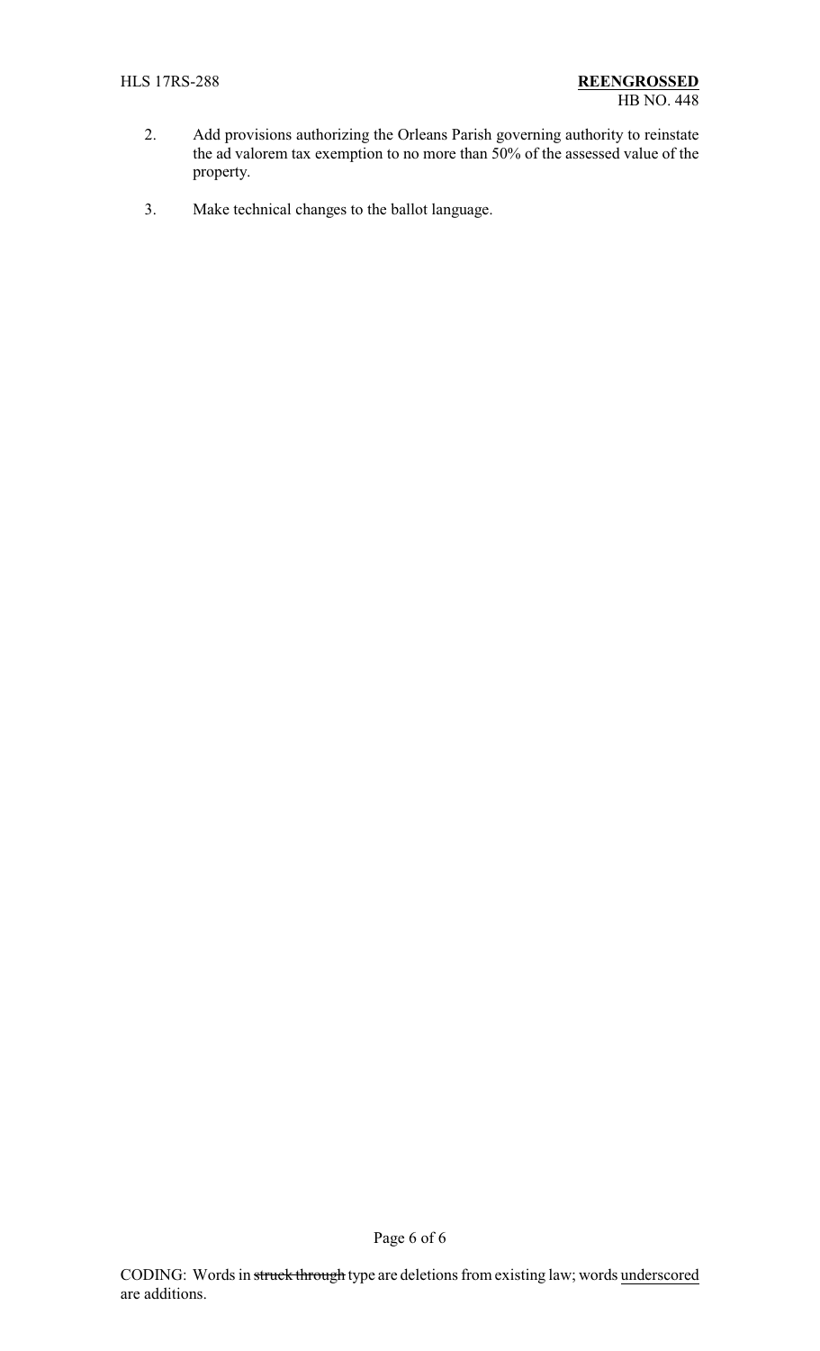2. Add provisions authorizing the Orleans Parish governing authority to reinstate the ad valorem tax exemption to no more than 50% of the assessed value of the property.

3. Make technical changes to the ballot language.

CODING: Words in ~~struck through~~ type are deletions from existing law; words underscored are additions.